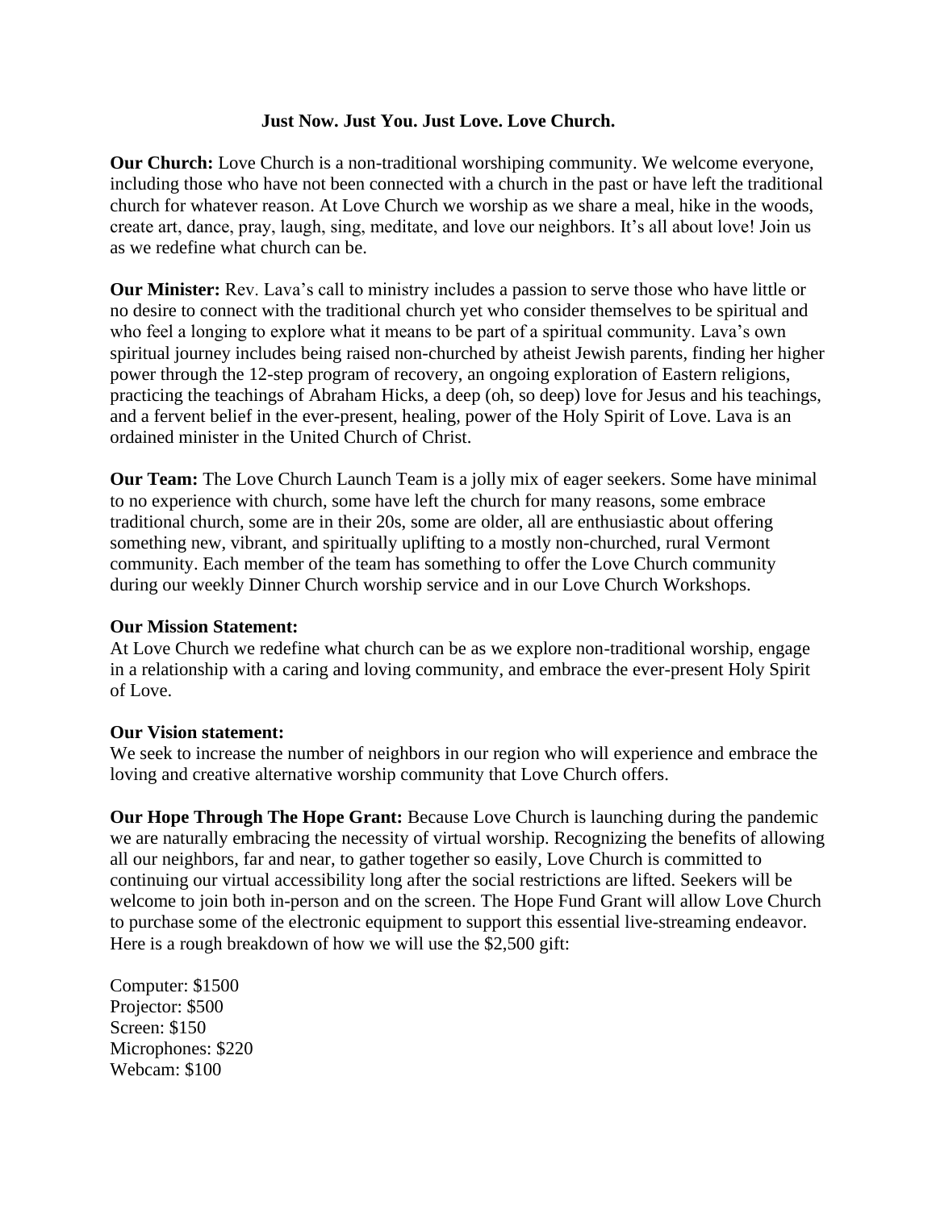**Just Now. Just You. Just Love. Love Church.**

**Our Church:** Love Church is a non-traditional worshiping community. We welcome everyone, including those who have not been connected with a church in the past or have left the traditional church for whatever reason. At Love Church we worship as we share a meal, hike in the woods, create art, dance, pray, laugh, sing, meditate, and love our neighbors. It's all about love! Join us as we redefine what church can be.

**Our Minister:** Rev. Lava's call to ministry includes a passion to serve those who have little or no desire to connect with the traditional church yet who consider themselves to be spiritual and who feel a longing to explore what it means to be part of a spiritual community. Lava's own spiritual journey includes being raised non-churched by atheist Jewish parents, finding her higher power through the 12-step program of recovery, an ongoing exploration of Eastern religions, practicing the teachings of Abraham Hicks, a deep (oh, so deep) love for Jesus and his teachings, and a fervent belief in the ever-present, healing, power of the Holy Spirit of Love. Lava is an ordained minister in the United Church of Christ.

**Our Team:** The Love Church Launch Team is a jolly mix of eager seekers. Some have minimal to no experience with church, some have left the church for many reasons, some embrace traditional church, some are in their 20s, some are older, all are enthusiastic about offering something new, vibrant, and spiritually uplifting to a mostly non-churched, rural Vermont community. Each member of the team has something to offer the Love Church community during our weekly Dinner Church worship service and in our Love Church Workshops.

**Our Mission Statement:**
At Love Church we redefine what church can be as we explore non-traditional worship, engage in a relationship with a caring and loving community, and embrace the ever-present Holy Spirit of Love.

**Our Vision statement:**
We seek to increase the number of neighbors in our region who will experience and embrace the loving and creative alternative worship community that Love Church offers.

**Our Hope Through The Hope Grant:** Because Love Church is launching during the pandemic we are naturally embracing the necessity of virtual worship. Recognizing the benefits of allowing all our neighbors, far and near, to gather together so easily, Love Church is committed to continuing our virtual accessibility long after the social restrictions are lifted. Seekers will be welcome to join both in-person and on the screen. The Hope Fund Grant will allow Love Church to purchase some of the electronic equipment to support this essential live-streaming endeavor. Here is a rough breakdown of how we will use the $2,500 gift:

Computer: $1500
Projector: $500
Screen: $150
Microphones: $220
Webcam: $100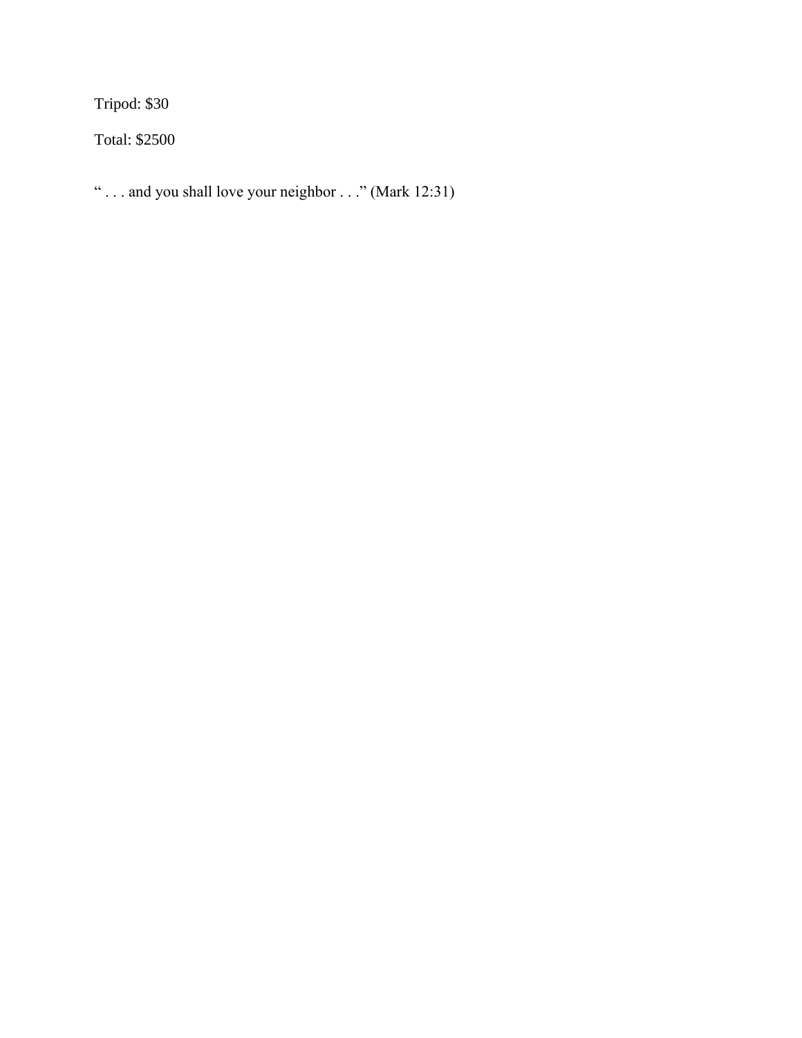Tripod: $30

Total: $2500

“ . . . and you shall love your neighbor . . .” (Mark 12:31)